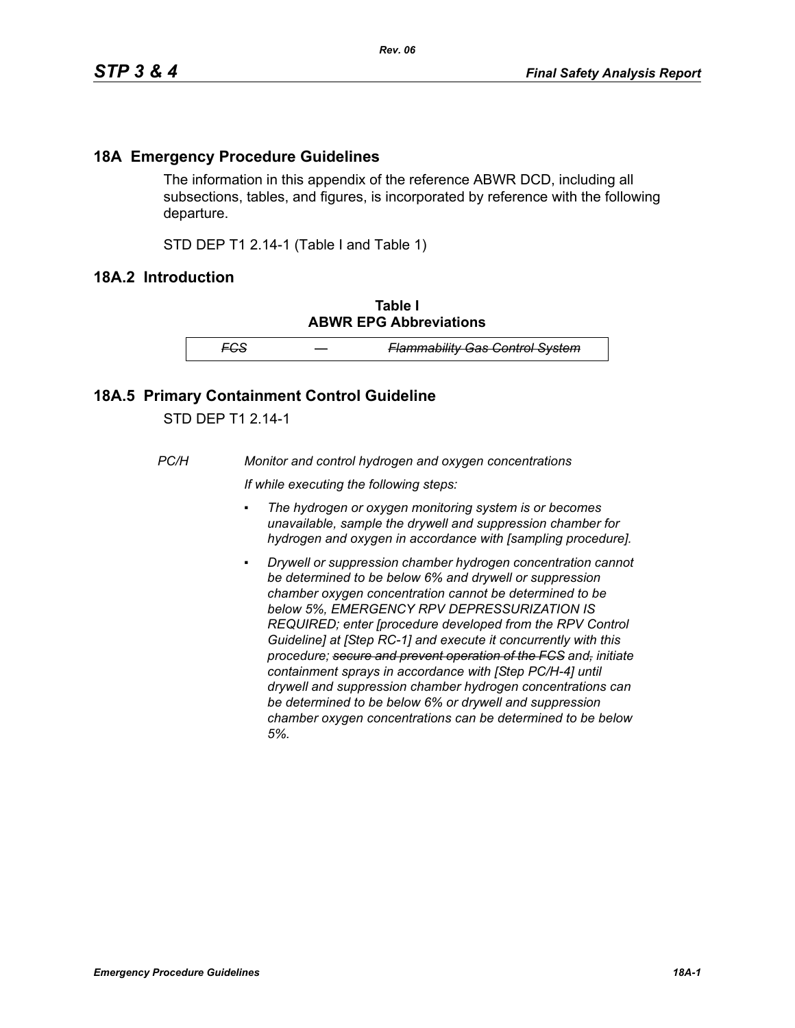## 18A Emergency Procedure Guidelines

The information in this appendix of the reference ABWR DCD, including all subsections, tables, and figures, is incorporated by reference with the following departure.

STD DEP T1 2.14-1 (Table I and Table 1)

## 18A.2 Introduction

**Table I**
**ABWR EPG Abbreviations**

| | | |
|---|---|---|
| ~~*FCS*~~ | *—* | ~~*Flammability Gas Control System*~~ |

## 18A.5 Primary Containment Control Guideline

STD DEP T1 2.14-1

*PC/H* *Monitor and control hydrogen and oxygen concentrations*

*If while executing the following steps:*

- *The hydrogen or oxygen monitoring system is or becomes unavailable, sample the drywell and suppression chamber for hydrogen and oxygen in accordance with [sampling procedure].*
- *Drywell or suppression chamber hydrogen concentration cannot be determined to be below 6% and drywell or suppression chamber oxygen concentration cannot be determined to be below 5%, EMERGENCY RPV DEPRESSURIZATION IS REQUIRED; enter [procedure developed from the RPV Control Guideline] at [Step RC-1] and execute it concurrently with this procedure; ~~secure and prevent operation of the FCS~~ and~~,~~ initiate containment sprays in accordance with [Step PC/H-4] until drywell and suppression chamber hydrogen concentrations can be determined to be below 6% or drywell and suppression chamber oxygen concentrations can be determined to be below 5%.*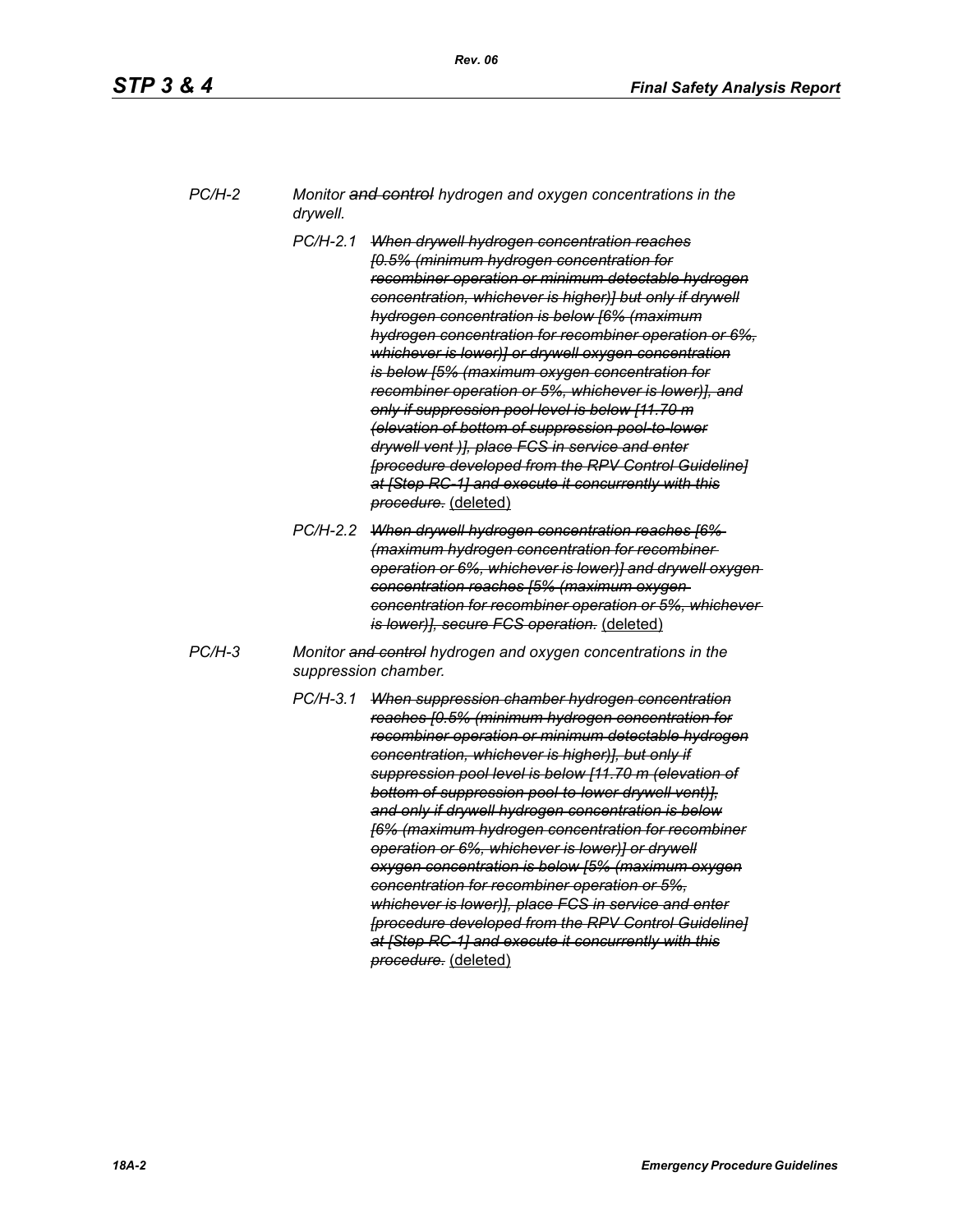PC/H-2 *Monitor ~~and control~~ hydrogen and oxygen concentrations in the drywell.*

PC/H-2.1 *~~When drywell hydrogen concentration reaches [0.5% (minimum hydrogen concentration for recombiner operation or minimum detectable hydrogen concentration, whichever is higher)] but only if drywell hydrogen concentration is below [6% (maximum hydrogen concentration for recombiner operation or 6%, whichever is lower)] or drywell oxygen concentration is below [5% (maximum oxygen concentration for recombiner operation or 5%, whichever is lower)], and only if suppression pool level is below [11.70 m (elevation of bottom of suppression pool-to-lower drywell vent )], place FCS in service and enter [procedure developed from the RPV Control Guideline] at [Step RC-1] and execute it concurrently with this procedure.~~* <u>(deleted)</u>

PC/H-2.2 *~~When drywell hydrogen concentration reaches [6% (maximum hydrogen concentration for recombiner operation or 6%, whichever is lower)] and drywell oxygen concentration reaches [5% (maximum oxygen concentration for recombiner operation or 5%, whichever is lower)], secure FCS operation.~~* <u>(deleted)</u>

PC/H-3 *Monitor ~~and control~~ hydrogen and oxygen concentrations in the suppression chamber.*

PC/H-3.1 *~~When suppression chamber hydrogen concentration reaches [0.5% (minimum hydrogen concentration for recombiner operation or minimum detectable hydrogen concentration, whichever is higher)], but only if suppression pool level is below [11.70 m (elevation of bottom of suppression pool-to-lower drywell vent)], and only if drywell hydrogen concentration is below [6% (maximum hydrogen concentration for recombiner operation or 6%, whichever is lower)] or drywell oxygen concentration is below [5% (maximum oxygen concentration for recombiner operation or 5%, whichever is lower)], place FCS in service and enter [procedure developed from the RPV Control Guideline] at [Step RC-1] and execute it concurrently with this procedure.~~* <u>(deleted)</u>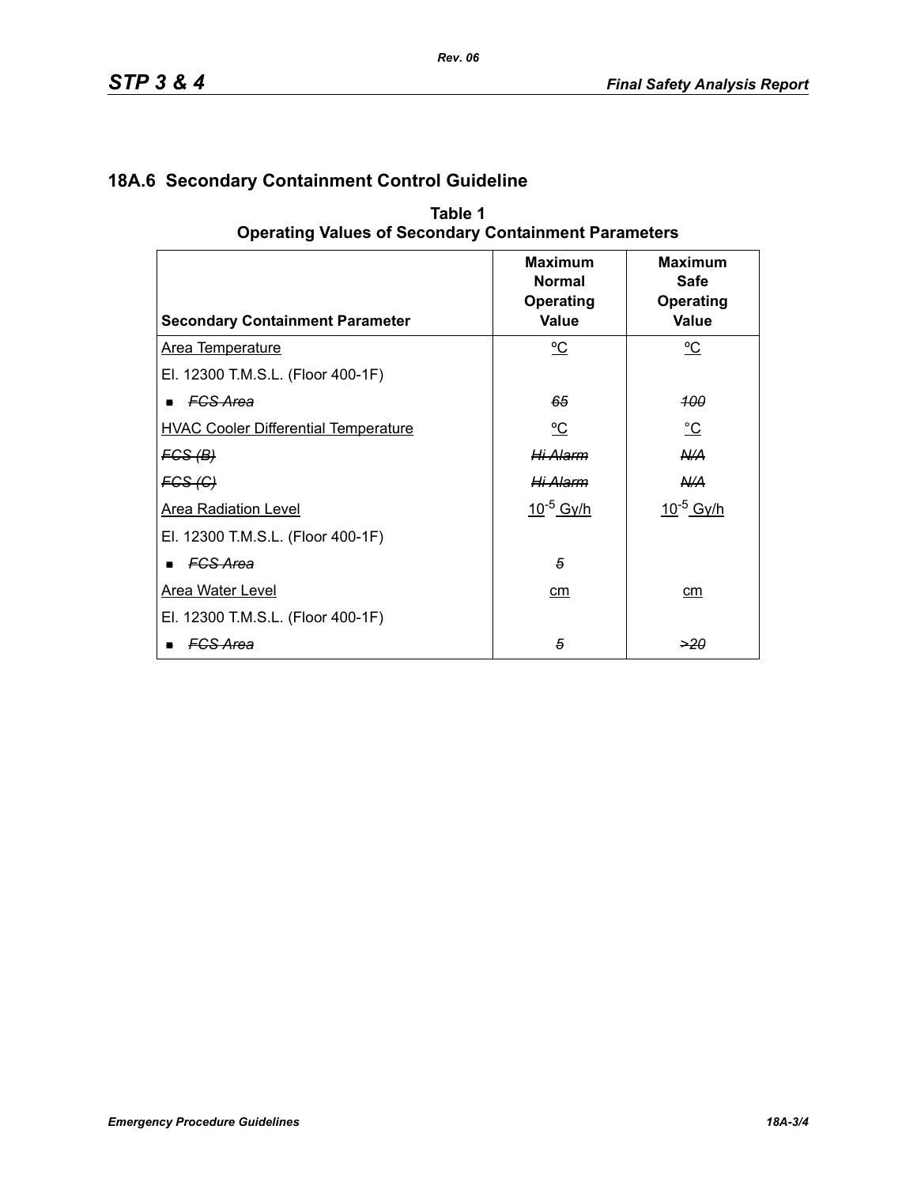## 18A.6 Secondary Containment Control Guideline

**Table 1**
**Operating Values of Secondary Containment Parameters**

| Secondary Containment Parameter | Maximum Normal Operating Value | Maximum Safe Operating Value |
|---|---|---|
| Area Temperature | ºC | ºC |
| El. 12300 T.M.S.L. (Floor 400-1F) | | |
| ▪ ~~*FCS Area*~~ | ~~*65*~~ | ~~*100*~~ |
| HVAC Cooler Differential Temperature | ºC | °C |
| ~~*FCS (B)*~~ | ~~*Hi Alarm*~~ | ~~*N/A*~~ |
| ~~*FCS (C)*~~ | ~~*Hi Alarm*~~ | ~~*N/A*~~ |
| Area Radiation Level | $10^{-5}$ Gy/h | $10^{-5}$ Gy/h |
| El. 12300 T.M.S.L. (Floor 400-1F) | | |
| ▪ ~~*FCS Area*~~ | ~~*5*~~ | |
| Area Water Level | cm | cm |
| El. 12300 T.M.S.L. (Floor 400-1F) | | |
| ▪ ~~*FCS Area*~~ | ~~*5*~~ | ~~*>20*~~ |